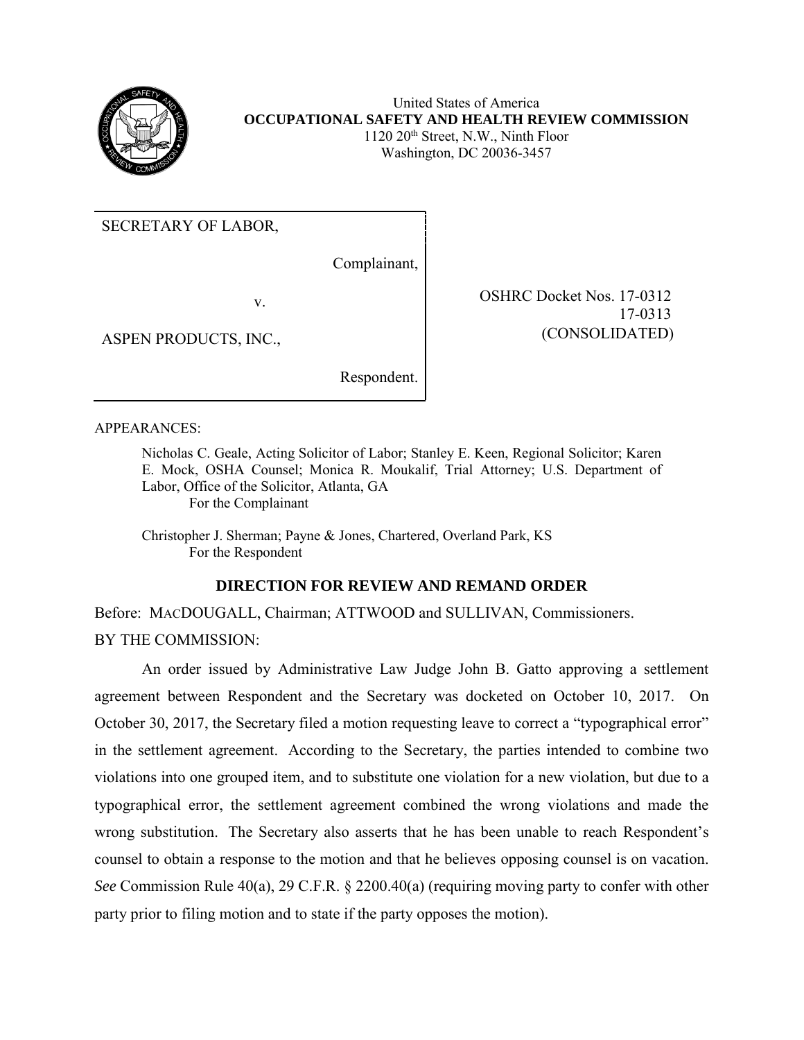United States of America
**OCCUPATIONAL SAFETY AND HEALTH REVIEW COMMISSION**
1120 20th Street, N.W., Ninth Floor
Washington, DC 20036-3457

| | |
|---|---|
| SECRETARY OF LABOR,<br><br>Complainant,<br><br>v.<br><br>ASPEN PRODUCTS, INC.,<br><br>Respondent. | OSHRC Docket Nos. 17-0312<br>17-0313<br>(CONSOLIDATED) |

APPEARANCES:

Nicholas C. Geale, Acting Solicitor of Labor; Stanley E. Keen, Regional Solicitor; Karen E. Mock, OSHA Counsel; Monica R. Moukalif, Trial Attorney; U.S. Department of Labor, Office of the Solicitor, Atlanta, GA
For the Complainant

Christopher J. Sherman; Payne & Jones, Chartered, Overland Park, KS
For the Respondent

## DIRECTION FOR REVIEW AND REMAND ORDER

Before: MACDOUGALL, Chairman; ATTWOOD and SULLIVAN, Commissioners.

BY THE COMMISSION:

An order issued by Administrative Law Judge John B. Gatto approving a settlement agreement between Respondent and the Secretary was docketed on October 10, 2017. On October 30, 2017, the Secretary filed a motion requesting leave to correct a "typographical error" in the settlement agreement. According to the Secretary, the parties intended to combine two violations into one grouped item, and to substitute one violation for a new violation, but due to a typographical error, the settlement agreement combined the wrong violations and made the wrong substitution. The Secretary also asserts that he has been unable to reach Respondent's counsel to obtain a response to the motion and that he believes opposing counsel is on vacation. *See* Commission Rule 40(a), 29 C.F.R. § 2200.40(a) (requiring moving party to confer with other party prior to filing motion and to state if the party opposes the motion).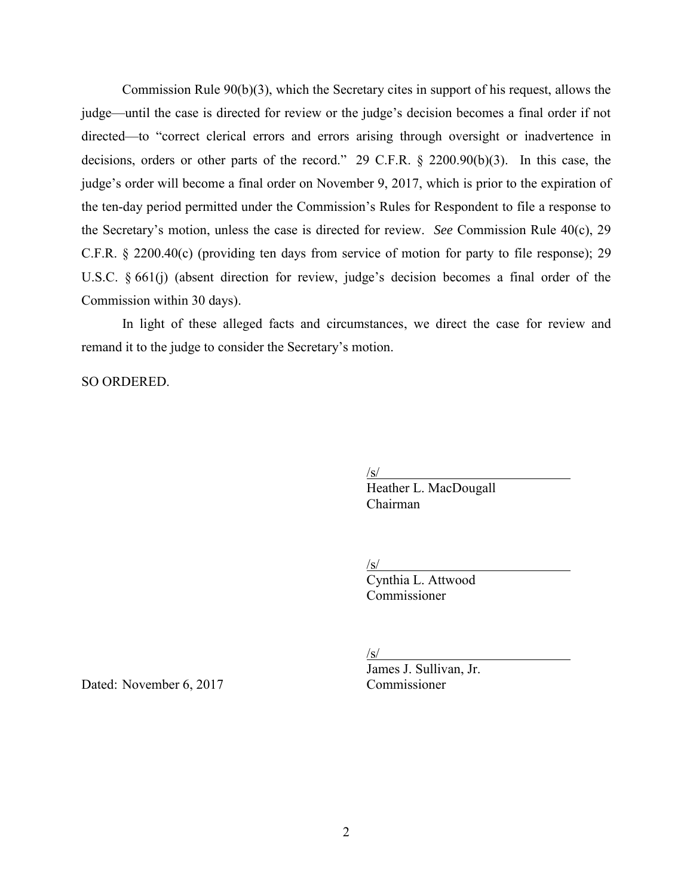Commission Rule 90(b)(3), which the Secretary cites in support of his request, allows the judge—until the case is directed for review or the judge's decision becomes a final order if not directed—to "correct clerical errors and errors arising through oversight or inadvertence in decisions, orders or other parts of the record." 29 C.F.R. § 2200.90(b)(3). In this case, the judge's order will become a final order on November 9, 2017, which is prior to the expiration of the ten-day period permitted under the Commission's Rules for Respondent to file a response to the Secretary's motion, unless the case is directed for review. *See* Commission Rule 40(c), 29 C.F.R. § 2200.40(c) (providing ten days from service of motion for party to file response); 29 U.S.C. § 661(j) (absent direction for review, judge's decision becomes a final order of the Commission within 30 days).

In light of these alleged facts and circumstances, we direct the case for review and remand it to the judge to consider the Secretary's motion.

SO ORDERED.

/s/
Heather L. MacDougall
Chairman

/s/
Cynthia L. Attwood
Commissioner

/s/
James J. Sullivan, Jr.
Commissioner

Dated: November 6, 2017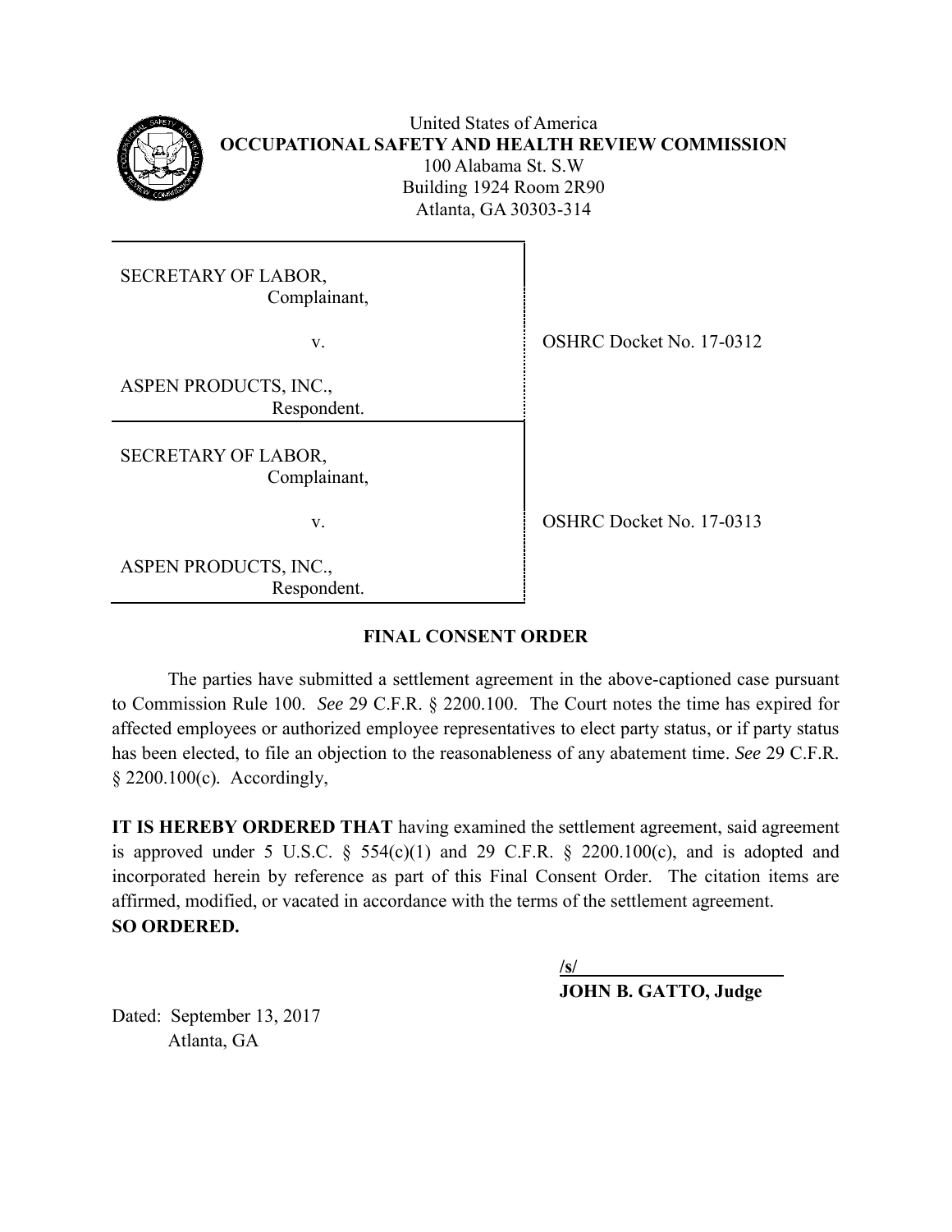United States of America
**OCCUPATIONAL SAFETY AND HEALTH REVIEW COMMISSION**
100 Alabama St. S.W
Building 1924 Room 2R90
Atlanta, GA 30303-314

| | |
|---|---|
| SECRETARY OF LABOR, Complainant, v. ASPEN PRODUCTS, INC., Respondent. | OSHRC Docket No. 17-0312 |
| SECRETARY OF LABOR, Complainant, v. ASPEN PRODUCTS, INC., Respondent. | OSHRC Docket No. 17-0313 |

**FINAL CONSENT ORDER**

The parties have submitted a settlement agreement in the above-captioned case pursuant to Commission Rule 100. *See* 29 C.F.R. § 2200.100. The Court notes the time has expired for affected employees or authorized employee representatives to elect party status, or if party status has been elected, to file an objection to the reasonableness of any abatement time. *See* 29 C.F.R. § 2200.100(c). Accordingly,

**IT IS HEREBY ORDERED THAT** having examined the settlement agreement, said agreement is approved under 5 U.S.C. § 554(c)(1) and 29 C.F.R. § 2200.100(c), and is adopted and incorporated herein by reference as part of this Final Consent Order. The citation items are affirmed, modified, or vacated in accordance with the terms of the settlement agreement.
**SO ORDERED.**

**/s/**
**JOHN B. GATTO, Judge**

Dated: September 13, 2017
Atlanta, GA